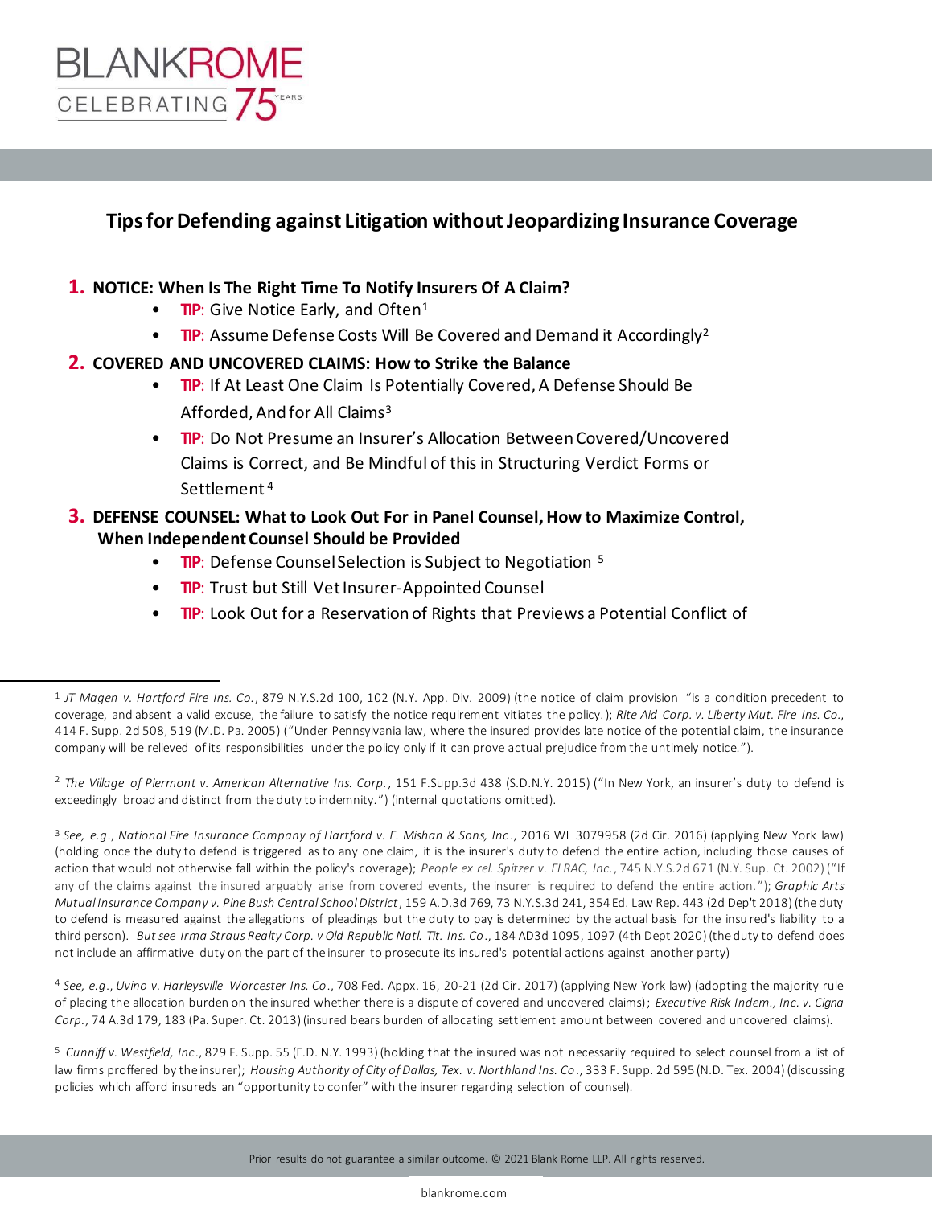BLANKROME CELEBRATING 75 YEARS

## Tips for Defending against Litigation without Jeopardizing Insurance Coverage

1. **NOTICE: When Is The Right Time To Notify Insurers Of A Claim?**
   - **TIP**: Give Notice Early, and Often[1]
   - **TIP**: Assume Defense Costs Will Be Covered and Demand it Accordingly[2]
2. **COVERED AND UNCOVERED CLAIMS: How to Strike the Balance**
   - **TIP**: If At Least One Claim Is Potentially Covered, A Defense Should Be Afforded, And for All Claims[3]
   - **TIP**: Do Not Presume an Insurer's Allocation Between Covered/Uncovered Claims is Correct, and Be Mindful of this in Structuring Verdict Forms or Settlement[4]
3. **DEFENSE COUNSEL: What to Look Out For in Panel Counsel, How to Maximize Control, When Independent Counsel Should be Provided**
   - **TIP**: Defense Counsel Selection is Subject to Negotiation[5]
   - **TIP**: Trust but Still Vet Insurer-Appointed Counsel
   - **TIP**: Look Out for a Reservation of Rights that Previews a Potential Conflict of

---

[1] *JT Magen v. Hartford Fire Ins. Co.*, 879 N.Y.S.2d 100, 102 (N.Y. App. Div. 2009) (the notice of claim provision "is a condition precedent to coverage, and absent a valid excuse, the failure to satisfy the notice requirement vitiates the policy.); *Rite Aid Corp. v. Liberty Mut. Fire Ins. Co.*, 414 F. Supp. 2d 508, 519 (M.D. Pa. 2005) ("Under Pennsylvania law, where the insured provides late notice of the potential claim, the insurance company will be relieved of its responsibilities under the policy only if it can prove actual prejudice from the untimely notice.").

[2] *The Village of Piermont v. American Alternative Ins. Corp.*, 151 F.Supp.3d 438 (S.D.N.Y. 2015) ("In New York, an insurer's duty to defend is exceedingly broad and distinct from the duty to indemnity.") (internal quotations omitted).

[3] *See, e.g.*, *National Fire Insurance Company of Hartford v. E. Mishan & Sons, Inc*., 2016 WL 3079958 (2d Cir. 2016) (applying New York law) (holding once the duty to defend is triggered as to any one claim, it is the insurer's duty to defend the entire action, including those causes of action that would not otherwise fall within the policy's coverage); *People ex rel. Spitzer v. ELRAC, Inc.*, 745 N.Y.S.2d 671 (N.Y. Sup. Ct. 2002) ("If any of the claims against the insured arguably arise from covered events, the insurer is required to defend the entire action."); *Graphic Arts Mutual Insurance Company v. Pine Bush Central School District*, 159 A.D.3d 769, 73 N.Y.S.3d 241, 354 Ed. Law Rep. 443 (2d Dep't 2018) (the duty to defend is measured against the allegations of pleadings but the duty to pay is determined by the actual basis for the insured's liability to a third person). *But see Irma Straus Realty Corp. v Old Republic Natl. Tit. Ins. Co*., 184 AD3d 1095, 1097 (4th Dept 2020) (the duty to defend does not include an affirmative duty on the part of the insurer to prosecute its insured's potential actions against another party)

[4] *See, e.g.*, *Uvino v. Harleysville Worcester Ins. Co*., 708 Fed. Appx. 16, 20-21 (2d Cir. 2017) (applying New York law) (adopting the majority rule of placing the allocation burden on the insured whether there is a dispute of covered and uncovered claims); *Executive Risk Indem., Inc. v. Cigna Corp.*, 74 A.3d 179, 183 (Pa. Super. Ct. 2013) (insured bears burden of allocating settlement amount between covered and uncovered claims).

[5] *Cunniff v. Westfield, Inc*., 829 F. Supp. 55 (E.D. N.Y. 1993) (holding that the insured was not necessarily required to select counsel from a list of law firms proffered by the insurer); *Housing Authority of City of Dallas, Tex. v. Northland Ins. Co*., 333 F. Supp. 2d 595 (N.D. Tex. 2004) (discussing policies which afford insureds an "opportunity to confer" with the insurer regarding selection of counsel).

Prior results do not guarantee a similar outcome. © 2021 Blank Rome LLP. All rights reserved.

blankrome.com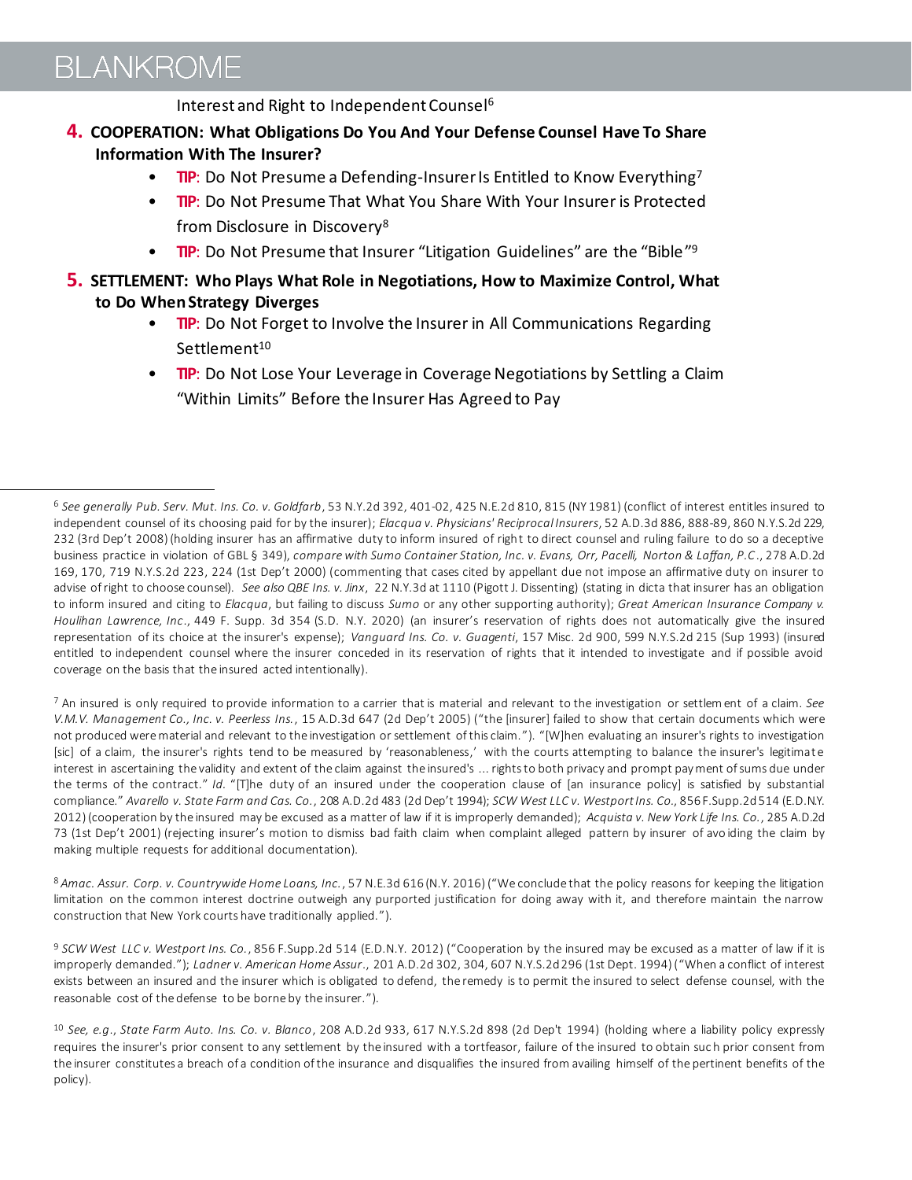Interest and Right to Independent Counsel[6]

**4. COOPERATION: What Obligations Do You And Your Defense Counsel Have To Share Information With The Insurer?**

- **TIP**: Do Not Presume a Defending-Insurer Is Entitled to Know Everything[7]
- **TIP**: Do Not Presume That What You Share With Your Insurer is Protected from Disclosure in Discovery[8]
- **TIP**: Do Not Presume that Insurer "Litigation Guidelines" are the "Bible"[9]

**5. SETTLEMENT: Who Plays What Role in Negotiations, How to Maximize Control, What to Do When Strategy Diverges**

- **TIP**: Do Not Forget to Involve the Insurer in All Communications Regarding Settlement[10]
- **TIP**: Do Not Lose Your Leverage in Coverage Negotiations by Settling a Claim "Within Limits" Before the Insurer Has Agreed to Pay

---

[6] *See generally Pub. Serv. Mut. Ins. Co. v. Goldfarb*, 53 N.Y.2d 392, 401-02, 425 N.E.2d 810, 815 (NY 1981) (conflict of interest entitles insured to independent counsel of its choosing paid for by the insurer); *Elacqua v. Physicians' Reciprocal Insurers*, 52 A.D.3d 886, 888-89, 860 N.Y.S.2d 229, 232 (3rd Dep't 2008) (holding insurer has an affirmative duty to inform insured of right to direct counsel and ruling failure to do so a deceptive business practice in violation of GBL § 349), *compare with Sumo Container Station, Inc. v. Evans, Orr, Pacelli, Norton & Laffan, P.C.*, 278 A.D.2d 169, 170, 719 N.Y.S.2d 223, 224 (1st Dep't 2000) (commenting that cases cited by appellant due not impose an affirmative duty on insurer to advise of right to choose counsel). *See also QBE Ins. v. Jinx*, 22 N.Y.3d at 1110 (Pigott J. Dissenting) (stating in dicta that insurer has an obligation to inform insured and citing to *Elacqua*, but failing to discuss *Sumo* or any other supporting authority); *Great American Insurance Company v. Houlihan Lawrence, Inc.*, 449 F. Supp. 3d 354 (S.D. N.Y. 2020) (an insurer's reservation of rights does not automatically give the insured representation of its choice at the insurer's expense); *Vanguard Ins. Co. v. Guagenti*, 157 Misc. 2d 900, 599 N.Y.S.2d 215 (Sup 1993) (insured entitled to independent counsel where the insurer conceded in its reservation of rights that it intended to investigate and if possible avoid coverage on the basis that the insured acted intentionally).

[7] An insured is only required to provide information to a carrier that is material and relevant to the investigation or settlement of a claim. *See V.M.V. Management Co., Inc. v. Peerless Ins.*, 15 A.D.3d 647 (2d Dep't 2005) ("the [insurer] failed to show that certain documents which were not produced were material and relevant to the investigation or settlement of this claim."). "[W]hen evaluating an insurer's rights to investigation [sic] of a claim, the insurer's rights tend to be measured by 'reasonableness,' with the courts attempting to balance the insurer's legitimate interest in ascertaining the validity and extent of the claim against the insured's ... rights to both privacy and prompt payment of sums due under the terms of the contract." *Id.* "[T]he duty of an insured under the cooperation clause of [an insurance policy] is satisfied by substantial compliance." *Avarello v. State Farm and Cas. Co.*, 208 A.D.2d 483 (2d Dep't 1994); *SCW West LLC v. Westport Ins. Co.*, 856 F.Supp.2d 514 (E.D.N.Y. 2012) (cooperation by the insured may be excused as a matter of law if it is improperly demanded); *Acquista v. New York Life Ins. Co.*, 285 A.D.2d 73 (1st Dep't 2001) (rejecting insurer's motion to dismiss bad faith claim when complaint alleged pattern by insurer of avoiding the claim by making multiple requests for additional documentation).

[8] *Amac. Assur. Corp. v. Countrywide Home Loans, Inc.*, 57 N.E.3d 616 (N.Y. 2016) ("We conclude that the policy reasons for keeping the litigation limitation on the common interest doctrine outweigh any purported justification for doing away with it, and therefore maintain the narrow construction that New York courts have traditionally applied.").

[9] *SCW West LLC v. Westport Ins. Co.*, 856 F.Supp.2d 514 (E.D.N.Y. 2012) ("Cooperation by the insured may be excused as a matter of law if it is improperly demanded."); *Ladner v. American Home Assur.*, 201 A.D.2d 302, 304, 607 N.Y.S.2d 296 (1st Dept. 1994) ("When a conflict of interest exists between an insured and the insurer which is obligated to defend, the remedy is to permit the insured to select defense counsel, with the reasonable cost of the defense to be borne by the insurer.").

[10] *See, e.g., State Farm Auto. Ins. Co. v. Blanco*, 208 A.D.2d 933, 617 N.Y.S.2d 898 (2d Dep't 1994) (holding where a liability policy expressly requires the insurer's prior consent to any settlement by the insured with a tortfeasor, failure of the insured to obtain such prior consent from the insurer constitutes a breach of a condition of the insurance and disqualifies the insured from availing himself of the pertinent benefits of the policy).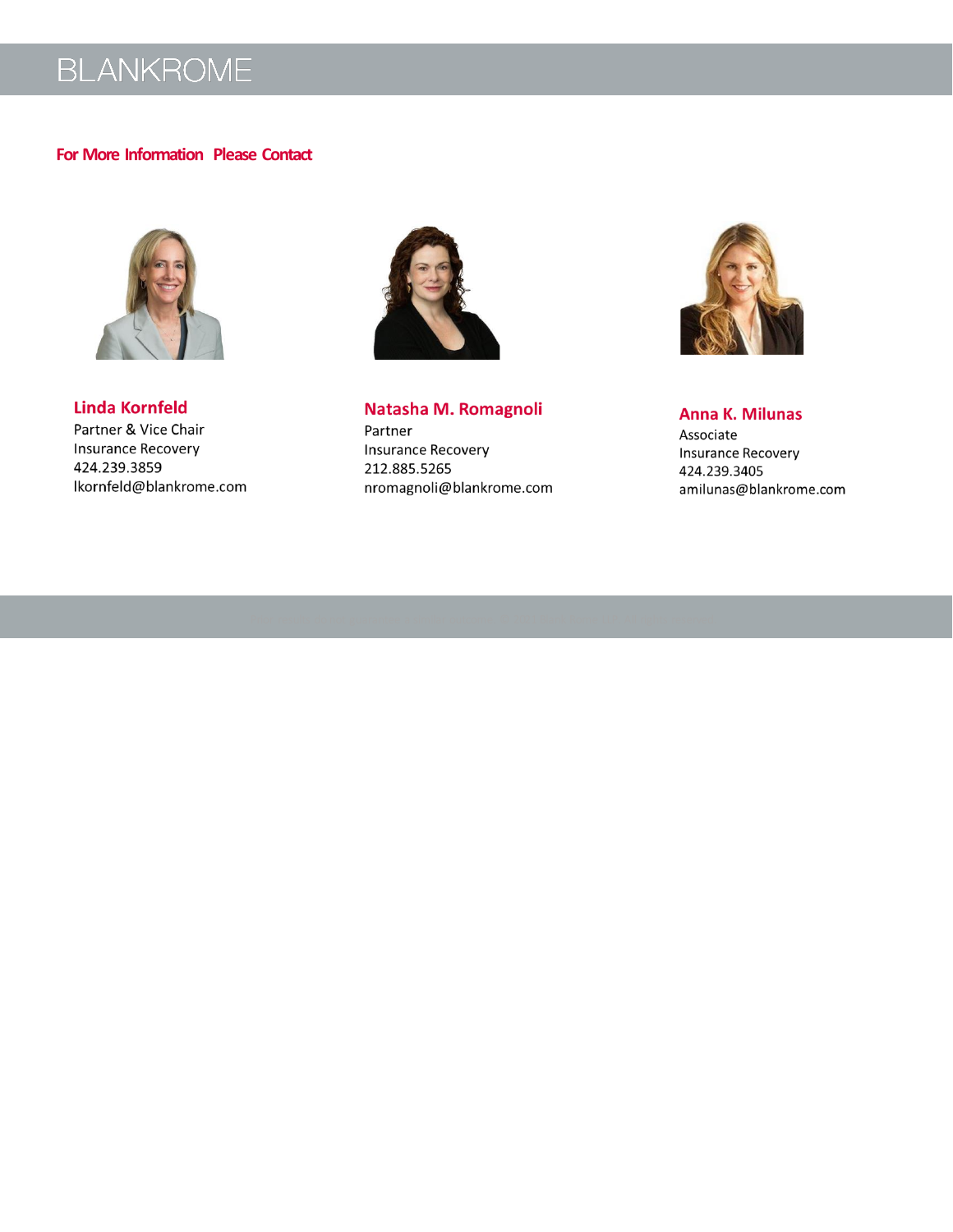## For More Information Please Contact

**Linda Kornfeld**
Partner & Vice Chair
Insurance Recovery
424.239.3859
lkornfeld@blankrome.com

**Natasha M. Romagnoli**
Partner
Insurance Recovery
212.885.5265
nromagnoli@blankrome.com

**Anna K. Milunas**
Associate
Insurance Recovery
424.239.3405
amilunas@blankrome.com